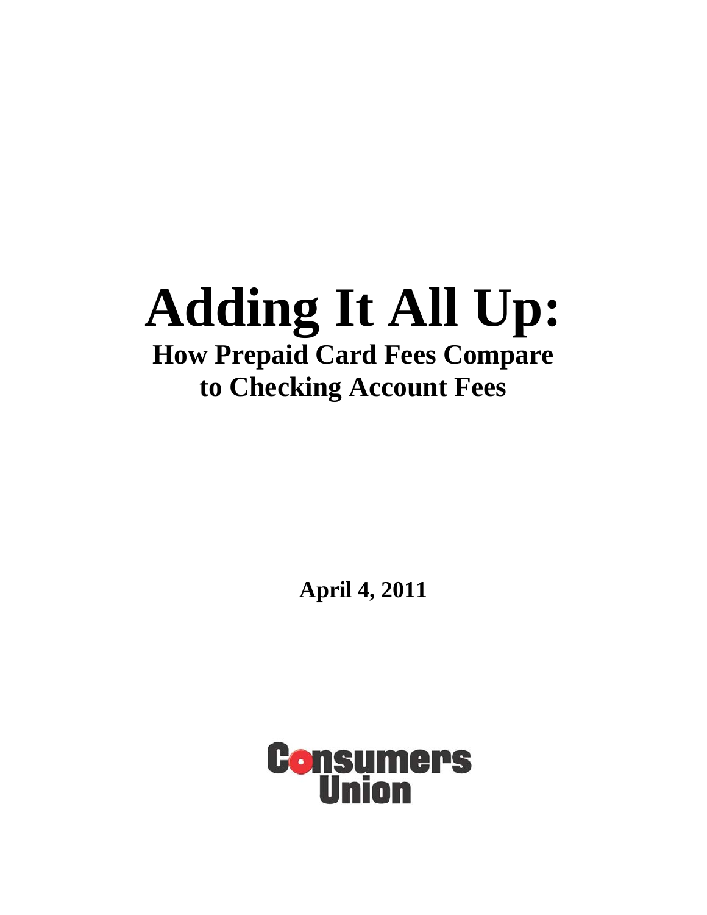# Adding It All Up:

## How Prepaid Card Fees Compare to Checking Account Fees

**April 4, 2011**

Consumers Union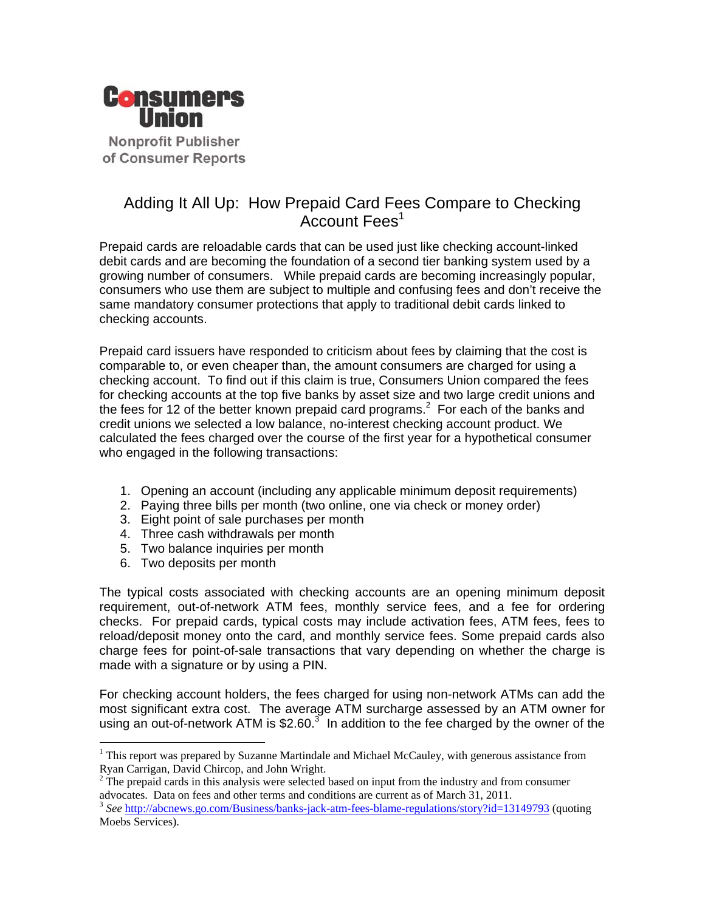Consumers Union

Nonprofit Publisher of Consumer Reports

# Adding It All Up: How Prepaid Card Fees Compare to Checking Account Fees[1]

Prepaid cards are reloadable cards that can be used just like checking account-linked debit cards and are becoming the foundation of a second tier banking system used by a growing number of consumers. While prepaid cards are becoming increasingly popular, consumers who use them are subject to multiple and confusing fees and don't receive the same mandatory consumer protections that apply to traditional debit cards linked to checking accounts.

Prepaid card issuers have responded to criticism about fees by claiming that the cost is comparable to, or even cheaper than, the amount consumers are charged for using a checking account. To find out if this claim is true, Consumers Union compared the fees for checking accounts at the top five banks by asset size and two large credit unions and the fees for 12 of the better known prepaid card programs.[2] For each of the banks and credit unions we selected a low balance, no-interest checking account product. We calculated the fees charged over the course of the first year for a hypothetical consumer who engaged in the following transactions:

1. Opening an account (including any applicable minimum deposit requirements)
2. Paying three bills per month (two online, one via check or money order)
3. Eight point of sale purchases per month
4. Three cash withdrawals per month
5. Two balance inquiries per month
6. Two deposits per month

The typical costs associated with checking accounts are an opening minimum deposit requirement, out-of-network ATM fees, monthly service fees, and a fee for ordering checks. For prepaid cards, typical costs may include activation fees, ATM fees, fees to reload/deposit money onto the card, and monthly service fees. Some prepaid cards also charge fees for point-of-sale transactions that vary depending on whether the charge is made with a signature or by using a PIN.

For checking account holders, the fees charged for using non-network ATMs can add the most significant extra cost. The average ATM surcharge assessed by an ATM owner for using an out-of-network ATM is $2.60.[3] In addition to the fee charged by the owner of the

---

[1] This report was prepared by Suzanne Martindale and Michael McCauley, with generous assistance from Ryan Carrigan, David Chircop, and John Wright.

[2] The prepaid cards in this analysis were selected based on input from the industry and from consumer advocates. Data on fees and other terms and conditions are current as of March 31, 2011.

[3] *See* http://abcnews.go.com/Business/banks-jack-atm-fees-blame-regulations/story?id=13149793 (quoting Moebs Services).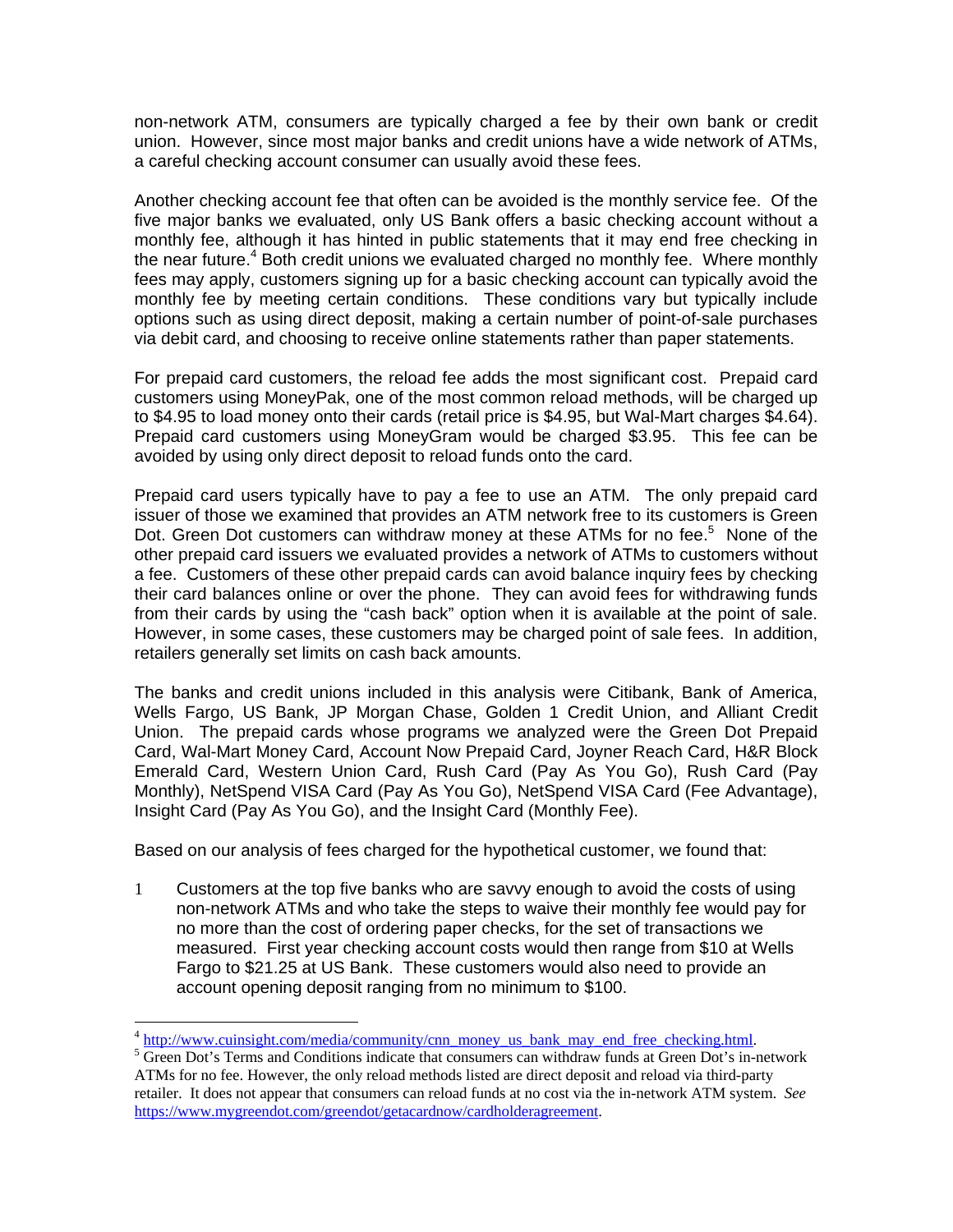non-network ATM, consumers are typically charged a fee by their own bank or credit union. However, since most major banks and credit unions have a wide network of ATMs, a careful checking account consumer can usually avoid these fees.

Another checking account fee that often can be avoided is the monthly service fee. Of the five major banks we evaluated, only US Bank offers a basic checking account without a monthly fee, although it has hinted in public statements that it may end free checking in the near future.[4] Both credit unions we evaluated charged no monthly fee. Where monthly fees may apply, customers signing up for a basic checking account can typically avoid the monthly fee by meeting certain conditions. These conditions vary but typically include options such as using direct deposit, making a certain number of point-of-sale purchases via debit card, and choosing to receive online statements rather than paper statements.

For prepaid card customers, the reload fee adds the most significant cost. Prepaid card customers using MoneyPak, one of the most common reload methods, will be charged up to $4.95 to load money onto their cards (retail price is $4.95, but Wal-Mart charges $4.64). Prepaid card customers using MoneyGram would be charged $3.95. This fee can be avoided by using only direct deposit to reload funds onto the card.

Prepaid card users typically have to pay a fee to use an ATM. The only prepaid card issuer of those we examined that provides an ATM network free to its customers is Green Dot. Green Dot customers can withdraw money at these ATMs for no fee.[5] None of the other prepaid card issuers we evaluated provides a network of ATMs to customers without a fee. Customers of these other prepaid cards can avoid balance inquiry fees by checking their card balances online or over the phone. They can avoid fees for withdrawing funds from their cards by using the "cash back" option when it is available at the point of sale. However, in some cases, these customers may be charged point of sale fees. In addition, retailers generally set limits on cash back amounts.

The banks and credit unions included in this analysis were Citibank, Bank of America, Wells Fargo, US Bank, JP Morgan Chase, Golden 1 Credit Union, and Alliant Credit Union. The prepaid cards whose programs we analyzed were the Green Dot Prepaid Card, Wal-Mart Money Card, Account Now Prepaid Card, Joyner Reach Card, H&R Block Emerald Card, Western Union Card, Rush Card (Pay As You Go), Rush Card (Pay Monthly), NetSpend VISA Card (Pay As You Go), NetSpend VISA Card (Fee Advantage), Insight Card (Pay As You Go), and the Insight Card (Monthly Fee).

Based on our analysis of fees charged for the hypothetical customer, we found that:

1. Customers at the top five banks who are savvy enough to avoid the costs of using non-network ATMs and who take the steps to waive their monthly fee would pay for no more than the cost of ordering paper checks, for the set of transactions we measured. First year checking account costs would then range from $10 at Wells Fargo to $21.25 at US Bank. These customers would also need to provide an account opening deposit ranging from no minimum to $100.

---

[4] http://www.cuinsight.com/media/community/cnn_money_us_bank_may_end_free_checking.html.

[5] Green Dot's Terms and Conditions indicate that consumers can withdraw funds at Green Dot's in-network ATMs for no fee. However, the only reload methods listed are direct deposit and reload via third-party retailer. It does not appear that consumers can reload funds at no cost via the in-network ATM system. *See* https://www.mygreendot.com/greendot/getacardnow/cardholderagreement.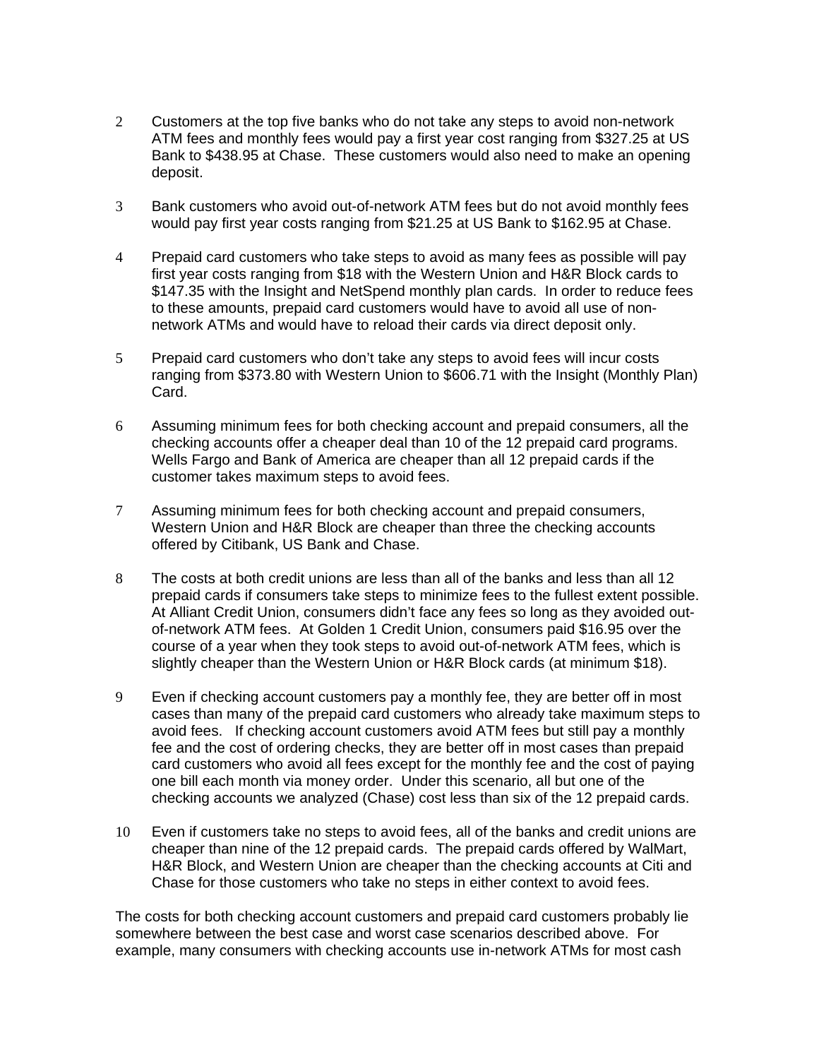2. Customers at the top five banks who do not take any steps to avoid non-network ATM fees and monthly fees would pay a first year cost ranging from $327.25 at US Bank to $438.95 at Chase. These customers would also need to make an opening deposit.

3. Bank customers who avoid out-of-network ATM fees but do not avoid monthly fees would pay first year costs ranging from $21.25 at US Bank to $162.95 at Chase.

4. Prepaid card customers who take steps to avoid as many fees as possible will pay first year costs ranging from $18 with the Western Union and H&R Block cards to $147.35 with the Insight and NetSpend monthly plan cards. In order to reduce fees to these amounts, prepaid card customers would have to avoid all use of non-network ATMs and would have to reload their cards via direct deposit only.

5. Prepaid card customers who don't take any steps to avoid fees will incur costs ranging from $373.80 with Western Union to $606.71 with the Insight (Monthly Plan) Card.

6. Assuming minimum fees for both checking account and prepaid consumers, all the checking accounts offer a cheaper deal than 10 of the 12 prepaid card programs. Wells Fargo and Bank of America are cheaper than all 12 prepaid cards if the customer takes maximum steps to avoid fees.

7. Assuming minimum fees for both checking account and prepaid consumers, Western Union and H&R Block are cheaper than three the checking accounts offered by Citibank, US Bank and Chase.

8. The costs at both credit unions are less than all of the banks and less than all 12 prepaid cards if consumers take steps to minimize fees to the fullest extent possible. At Alliant Credit Union, consumers didn't face any fees so long as they avoided out-of-network ATM fees. At Golden 1 Credit Union, consumers paid $16.95 over the course of a year when they took steps to avoid out-of-network ATM fees, which is slightly cheaper than the Western Union or H&R Block cards (at minimum $18).

9. Even if checking account customers pay a monthly fee, they are better off in most cases than many of the prepaid card customers who already take maximum steps to avoid fees. If checking account customers avoid ATM fees but still pay a monthly fee and the cost of ordering checks, they are better off in most cases than prepaid card customers who avoid all fees except for the monthly fee and the cost of paying one bill each month via money order. Under this scenario, all but one of the checking accounts we analyzed (Chase) cost less than six of the 12 prepaid cards.

10. Even if customers take no steps to avoid fees, all of the banks and credit unions are cheaper than nine of the 12 prepaid cards. The prepaid cards offered by WalMart, H&R Block, and Western Union are cheaper than the checking accounts at Citi and Chase for those customers who take no steps in either context to avoid fees.

The costs for both checking account customers and prepaid card customers probably lie somewhere between the best case and worst case scenarios described above. For example, many consumers with checking accounts use in-network ATMs for most cash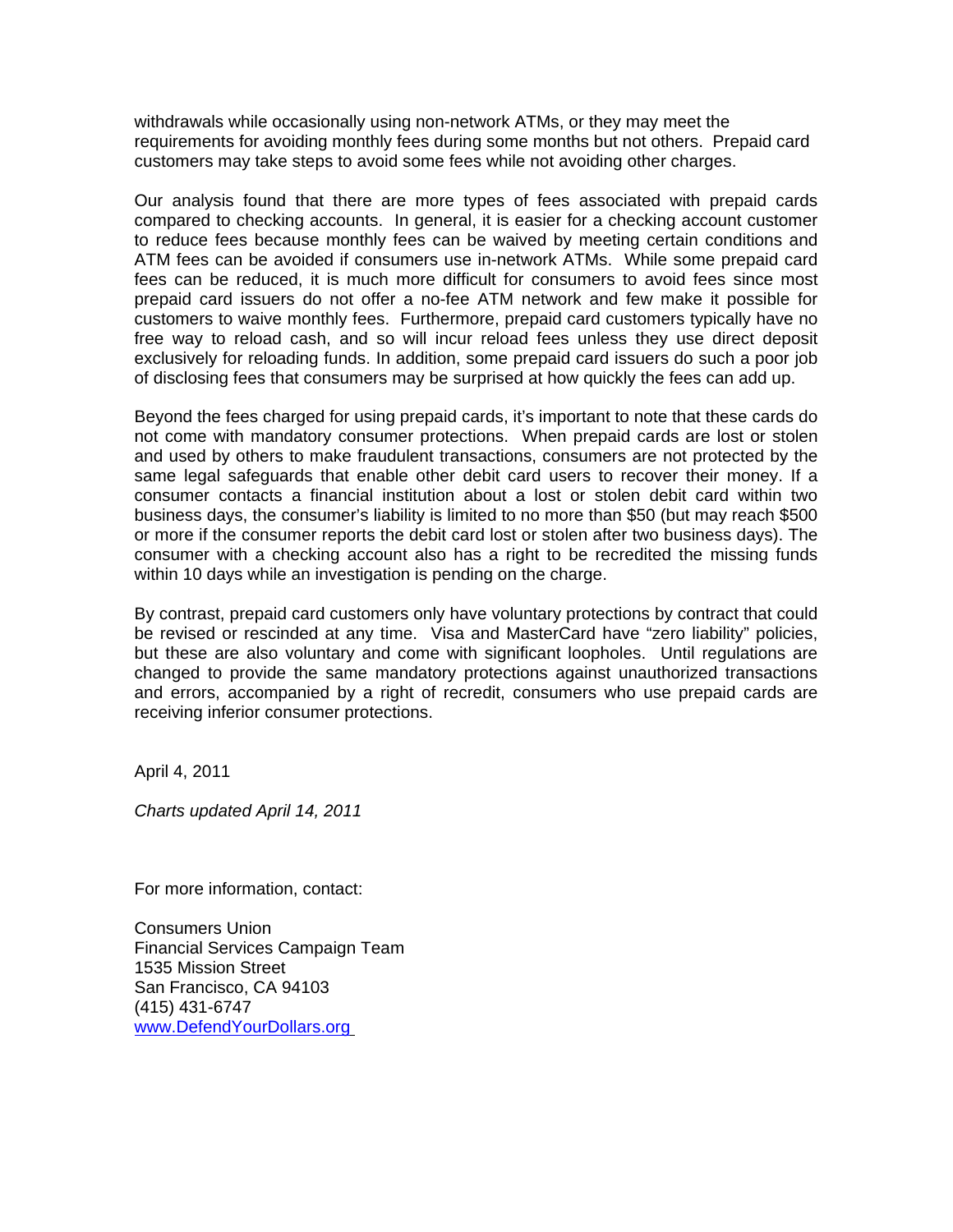withdrawals while occasionally using non-network ATMs, or they may meet the requirements for avoiding monthly fees during some months but not others. Prepaid card customers may take steps to avoid some fees while not avoiding other charges.

Our analysis found that there are more types of fees associated with prepaid cards compared to checking accounts. In general, it is easier for a checking account customer to reduce fees because monthly fees can be waived by meeting certain conditions and ATM fees can be avoided if consumers use in-network ATMs. While some prepaid card fees can be reduced, it is much more difficult for consumers to avoid fees since most prepaid card issuers do not offer a no-fee ATM network and few make it possible for customers to waive monthly fees. Furthermore, prepaid card customers typically have no free way to reload cash, and so will incur reload fees unless they use direct deposit exclusively for reloading funds. In addition, some prepaid card issuers do such a poor job of disclosing fees that consumers may be surprised at how quickly the fees can add up.

Beyond the fees charged for using prepaid cards, it's important to note that these cards do not come with mandatory consumer protections. When prepaid cards are lost or stolen and used by others to make fraudulent transactions, consumers are not protected by the same legal safeguards that enable other debit card users to recover their money. If a consumer contacts a financial institution about a lost or stolen debit card within two business days, the consumer's liability is limited to no more than $50 (but may reach $500 or more if the consumer reports the debit card lost or stolen after two business days). The consumer with a checking account also has a right to be recredited the missing funds within 10 days while an investigation is pending on the charge.

By contrast, prepaid card customers only have voluntary protections by contract that could be revised or rescinded at any time. Visa and MasterCard have "zero liability" policies, but these are also voluntary and come with significant loopholes. Until regulations are changed to provide the same mandatory protections against unauthorized transactions and errors, accompanied by a right of recredit, consumers who use prepaid cards are receiving inferior consumer protections.

April 4, 2011

*Charts updated April 14, 2011*

For more information, contact:

Consumers Union
Financial Services Campaign Team
1535 Mission Street
San Francisco, CA 94103
(415) 431-6747
[www.DefendYourDollars.org](http://www.DefendYourDollars.org)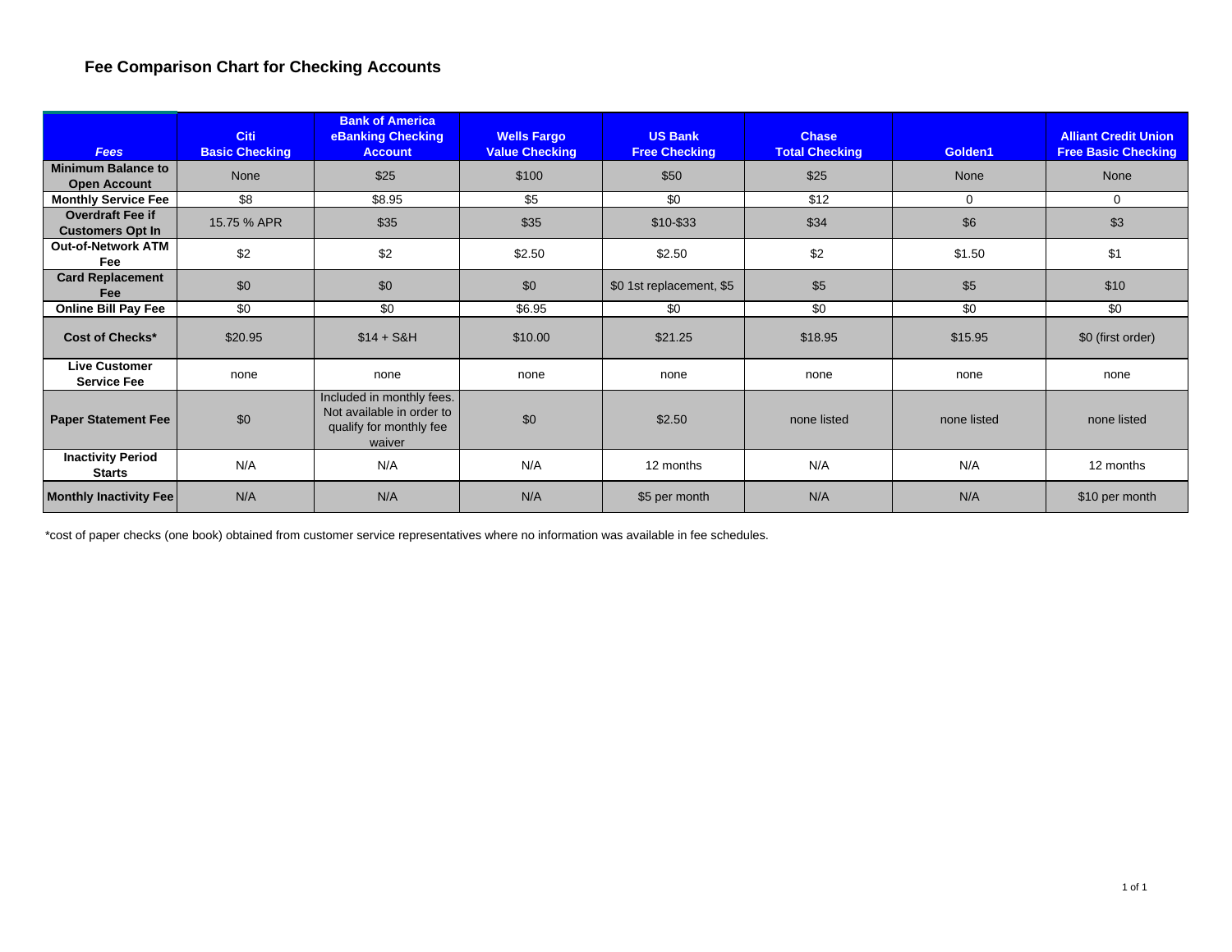## Fee Comparison Chart for Checking Accounts

| *Fees* | Citi Basic Checking | Bank of America eBanking Checking Account | Wells Fargo Value Checking | US Bank Free Checking | Chase Total Checking | Golden1 | Alliant Credit Union Free Basic Checking |
|---|---|---|---|---|---|---|---|
| **Minimum Balance to Open Account** | None | $25 | $100 | $50 | $25 | None | None |
| **Monthly Service Fee** | $8 | $8.95 | $5 | $0 | $12 | 0 | 0 |
| **Overdraft Fee if Customers Opt In** | 15.75 % APR | $35 | $35 | $10-$33 | $34 | $6 | $3 |
| **Out-of-Network ATM Fee** | $2 | $2 | $2.50 | $2.50 | $2 | $1.50 | $1 |
| **Card Replacement Fee** | $0 | $0 | $0 | $0 1st replacement, $5 | $5 | $5 | $10 |
| **Online Bill Pay Fee** | $0 | $0 | $6.95 | $0 | $0 | $0 | $0 |
| **Cost of Checks*** | $20.95 | $14 + S&H | $10.00 | $21.25 | $18.95 | $15.95 | $0 (first order) |
| **Live Customer Service Fee** | none | none | none | none | none | none | none |
| **Paper Statement Fee** | $0 | Included in monthly fees. Not available in order to qualify for monthly fee waiver | $0 | $2.50 | none listed | none listed | none listed |
| **Inactivity Period Starts** | N/A | N/A | N/A | 12 months | N/A | N/A | 12 months |
| **Monthly Inactivity Fee** | N/A | N/A | N/A | $5 per month | N/A | N/A | $10 per month |

*cost of paper checks (one book) obtained from customer service representatives where no information was available in fee schedules.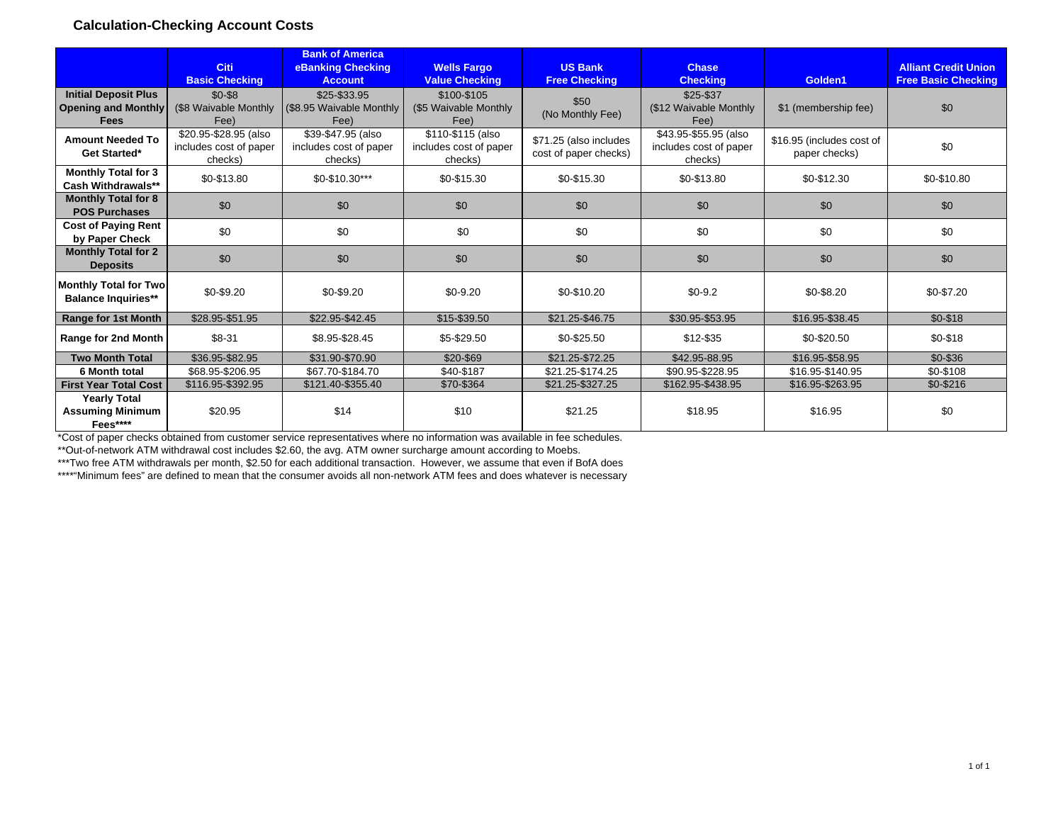## Calculation-Checking Account Costs

| | Citi Basic Checking | Bank of America eBanking Checking Account | Wells Fargo Value Checking | US Bank Free Checking | Chase Checking | Golden1 | Alliant Credit Union Free Basic Checking |
|---|---|---|---|---|---|---|---|
| **Initial Deposit Plus Opening and Monthly Fees** | $0-$8 ($8 Waivable Monthly Fee) | $25-$33.95 ($8.95 Waivable Monthly Fee) | $100-$105 ($5 Waivable Monthly Fee) | $50 (No Monthly Fee) | $25-$37 ($12 Waivable Monthly Fee) | $1 (membership fee) | $0 |
| **Amount Needed To Get Started*** | $20.95-$28.95 (also includes cost of paper checks) | $39-$47.95 (also includes cost of paper checks) | $110-$115 (also includes cost of paper checks) | $71.25 (also includes cost of paper checks) | $43.95-$55.95 (also includes cost of paper checks) | $16.95 (includes cost of paper checks) | $0 |
| **Monthly Total for 3 Cash Withdrawals**** | $0-$13.80 | $0-$10.30*** | $0-$15.30 | $0-$15.30 | $0-$13.80 | $0-$12.30 | $0-$10.80 |
| **Monthly Total for 8 POS Purchases** | $0 | $0 | $0 | $0 | $0 | $0 | $0 |
| **Cost of Paying Rent by Paper Check** | $0 | $0 | $0 | $0 | $0 | $0 | $0 |
| **Monthly Total for 2 Deposits** | $0 | $0 | $0 | $0 | $0 | $0 | $0 |
| **Monthly Total for Two Balance Inquiries**** | $0-$9.20 | $0-$9.20 | $0-9.20 | $0-$10.20 | $0-9.2 | $0-$8.20 | $0-$7.20 |
| **Range for 1st Month** | $28.95-$51.95 | $22.95-$42.45 | $15-$39.50 | $21.25-$46.75 | $30.95-$53.95 | $16.95-$38.45 | $0-$18 |
| **Range for 2nd Month** | $8-31 | $8.95-$28.45 | $5-$29.50 | $0-$25.50 | $12-$35 | $0-$20.50 | $0-$18 |
| **Two Month Total** | $36.95-$82.95 | $31.90-$70.90 | $20-$69 | $21.25-$72.25 | $42.95-88.95 | $16.95-$58.95 | $0-$36 |
| **6 Month total** | $68.95-$206.95 | $67.70-$184.70 | $40-$187 | $21.25-$174.25 | $90.95-$228.95 | $16.95-$140.95 | $0-$108 |
| **First Year Total Cost** | $116.95-$392.95 | $121.40-$355.40 | $70-$364 | $21.25-$327.25 | $162.95-$438.95 | $16.95-$263.95 | $0-$216 |
| **Yearly Total Assuming Minimum Fees******** | $20.95 | $14 | $10 | $21.25 | $18.95 | $16.95 | $0 |

*Cost of paper checks obtained from customer service representatives where no information was available in fee schedules.

**Out-of-network ATM withdrawal cost includes $2.60, the avg. ATM owner surcharge amount according to Moebs.

***Two free ATM withdrawals per month, $2.50 for each additional transaction. However, we assume that even if BofA does

****"Minimum fees" are defined to mean that the consumer avoids all non-network ATM fees and does whatever is necessary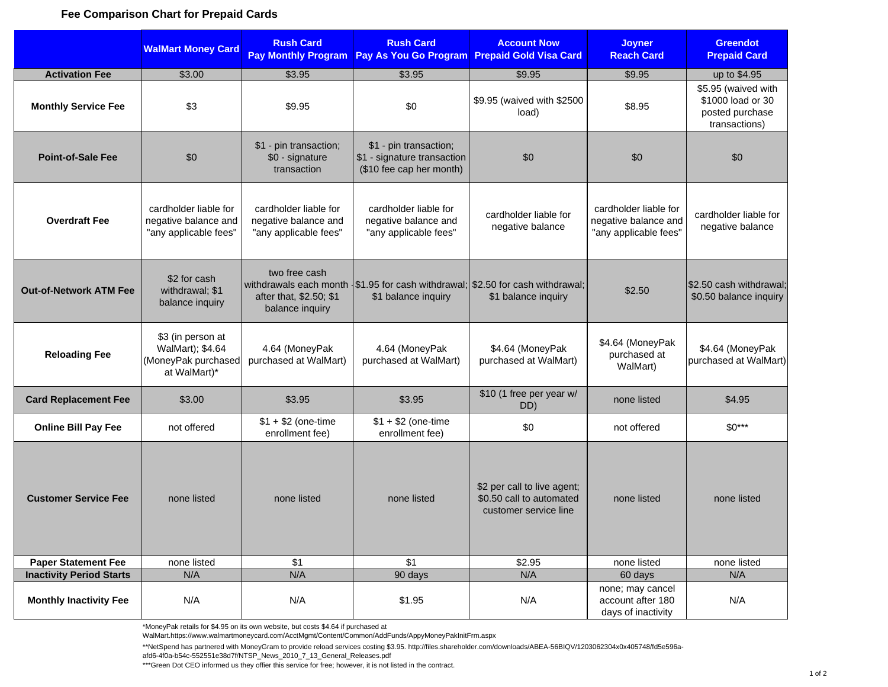## Fee Comparison Chart for Prepaid Cards

| | WalMart Money Card | Rush Card Pay Monthly Program | Rush Card Pay As You Go Program | Account Now Prepaid Gold Visa Card | Joyner Reach Card | Greendot Prepaid Card |
|---|---|---|---|---|---|---|
| **Activation Fee** | $3.00 | $3.95 | $3.95 | $9.95 | $9.95 | up to $4.95 |
| **Monthly Service Fee** | $3 | $9.95 | $0 | $9.95 (waived with $2500 load) | $8.95 | $5.95 (waived with $1000 load or 30 posted purchase transactions) |
| **Point-of-Sale Fee** | $0 | $1 - pin transaction; $0 - signature transaction | $1 - pin transaction; $1 - signature transaction ($10 fee cap her month) | $0 | $0 | $0 |
| **Overdraft Fee** | cardholder liable for negative balance and "any applicable fees" | cardholder liable for negative balance and "any applicable fees" | cardholder liable for negative balance and "any applicable fees" | cardholder liable for negative balance | cardholder liable for negative balance and "any applicable fees" | cardholder liable for negative balance |
| **Out-of-Network ATM Fee** | $2 for cash withdrawal; $1 balance inquiry | two free cash withdrawals each month - after that, $2.50; $1 balance inquiry | $1.95 for cash withdrawal; $1 balance inquiry | $2.50 for cash withdrawal; $1 balance inquiry | $2.50 | $2.50 cash withdrawal; $0.50 balance inquiry |
| **Reloading Fee** | $3 (in person at WalMart); $4.64 (MoneyPak purchased at WalMart)* | 4.64 (MoneyPak purchased at WalMart) | 4.64 (MoneyPak purchased at WalMart) | $4.64 (MoneyPak purchased at WalMart) | $4.64 (MoneyPak purchased at WalMart) | $4.64 (MoneyPak purchased at WalMart) |
| **Card Replacement Fee** | $3.00 | $3.95 | $3.95 | $10 (1 free per year w/ DD) | none listed | $4.95 |
| **Online Bill Pay Fee** | not offered | $1 + $2 (one-time enrollment fee) | $1 + $2 (one-time enrollment fee) | $0 | not offered | $0*** |
| **Customer Service Fee** | none listed | none listed | none listed | $2 per call to live agent; $0.50 call to automated customer service line | none listed | none listed |
| **Paper Statement Fee** | none listed | $1 | $1 | $2.95 | none listed | none listed |
| **Inactivity Period Starts** | N/A | N/A | 90 days | N/A | 60 days | N/A |
| **Monthly Inactivity Fee** | N/A | N/A | $1.95 | N/A | none; may cancel account after 180 days of inactivity | N/A |

*MoneyPak retails for $4.95 on its own website, but costs $4.64 if purchased at WalMart.https://www.walmartmoneycard.com/AcctMgmt/Content/Common/AddFunds/AppyMoneyPakInitFrm.aspx

**NetSpend has partnered with MoneyGram to provide reload services costing $3.95. http://files.shareholder.com/downloads/ABEA-56BIQV/1203062304x0x405748/fd5e596a-afd6-4f0a-b54c-552551e38d7f/NTSP_News_2010_7_13_General_Releases.pdf

***Green Dot CEO informed us they offier this service for free; however, it is not listed in the contract.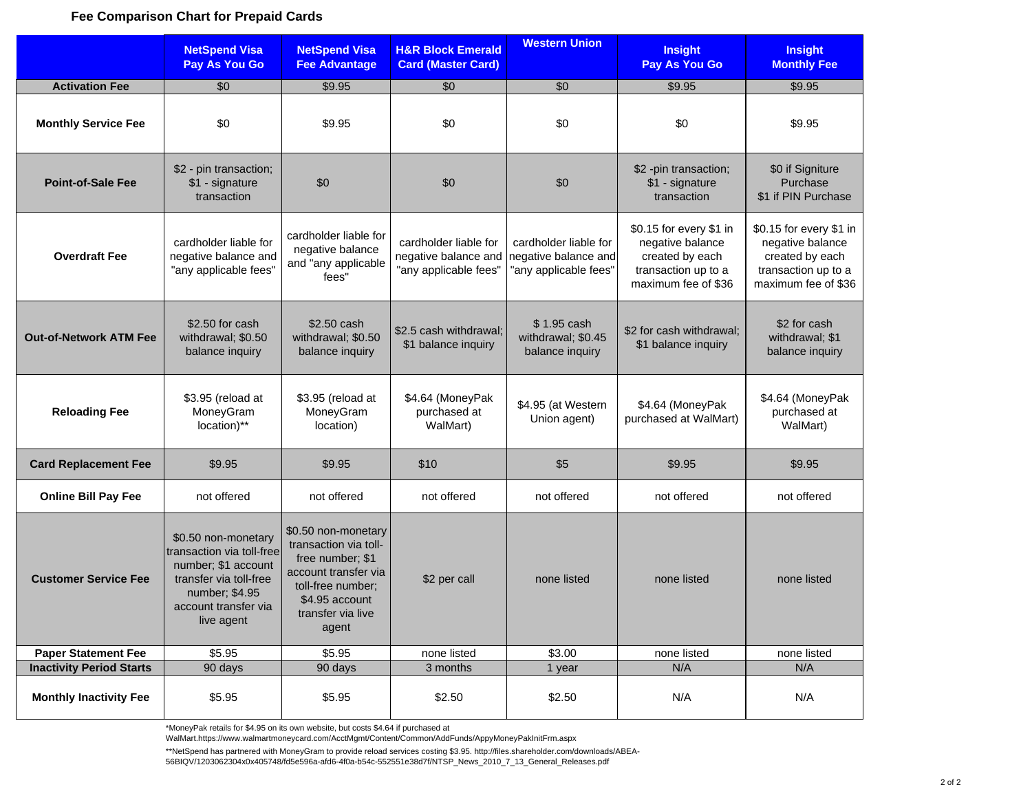**Fee Comparison Chart for Prepaid Cards**

| | NetSpend Visa Pay As You Go | NetSpend Visa Fee Advantage | H&R Block Emerald Card (Master Card) | Western Union | Insight Pay As You Go | Insight Monthly Fee |
|---|---|---|---|---|---|---|
| **Activation Fee** | $0 | $9.95 | $0 | $0 | $9.95 | $9.95 |
| **Monthly Service Fee** | $0 | $9.95 | $0 | $0 | $0 | $9.95 |
| **Point-of-Sale Fee** | $2 - pin transaction; $1 - signature transaction | $0 | $0 | $0 | $2 -pin transaction; $1 - signature transaction | $0 if Signiture Purchase $1 if PIN Purchase |
| **Overdraft Fee** | cardholder liable for negative balance and "any applicable fees" | cardholder liable for negative balance and "any applicable fees" | cardholder liable for negative balance and "any applicable fees" | cardholder liable for negative balance and "any applicable fees" | $0.15 for every $1 in negative balance created by each transaction up to a maximum fee of $36 | $0.15 for every $1 in negative balance created by each transaction up to a maximum fee of $36 |
| **Out-of-Network ATM Fee** | $2.50 for cash withdrawal; $0.50 balance inquiry | $2.50 cash withdrawal; $0.50 balance inquiry | $2.5 cash withdrawal; $1 balance inquiry | $ 1.95 cash withdrawal; $0.45 balance inquiry | $2 for cash withdrawal; $1 balance inquiry | $2 for cash withdrawal; $1 balance inquiry |
| **Reloading Fee** | $3.95 (reload at MoneyGram location)** | $3.95 (reload at MoneyGram location) | $4.64 (MoneyPak purchased at WalMart) | $4.95 (at Western Union agent) | $4.64 (MoneyPak purchased at WalMart) | $4.64 (MoneyPak purchased at WalMart) |
| **Card Replacement Fee** | $9.95 | $9.95 | $10 | $5 | $9.95 | $9.95 |
| **Online Bill Pay Fee** | not offered | not offered | not offered | not offered | not offered | not offered |
| **Customer Service Fee** | $0.50 non-monetary transaction via toll-free number; $1 account transfer via toll-free number; $4.95 account transfer via live agent | $0.50 non-monetary transaction via toll-free number; $1 account transfer via toll-free number; $4.95 account transfer via live agent | $2 per call | none listed | none listed | none listed |
| **Paper Statement Fee** | $5.95 | $5.95 | none listed | $3.00 | none listed | none listed |
| **Inactivity Period Starts** | 90 days | 90 days | 3 months | 1 year | N/A | N/A |
| **Monthly Inactivity Fee** | $5.95 | $5.95 | $2.50 | $2.50 | N/A | N/A |

*MoneyPak retails for $4.95 on its own website, but costs $4.64 if purchased at WalMart.https://www.walmartmoneycard.com/AcctMgmt/Content/Common/AddFunds/AppyMoneyPakInitFrm.aspx

**NetSpend has partnered with MoneyGram to provide reload services costing $3.95. http://files.shareholder.com/downloads/ABEA-56BIQV/1203062304x0x405748/fd5e596a-afd6-4f0a-b54c-552551e38d7f/NTSP_News_2010_7_13_General_Releases.pdf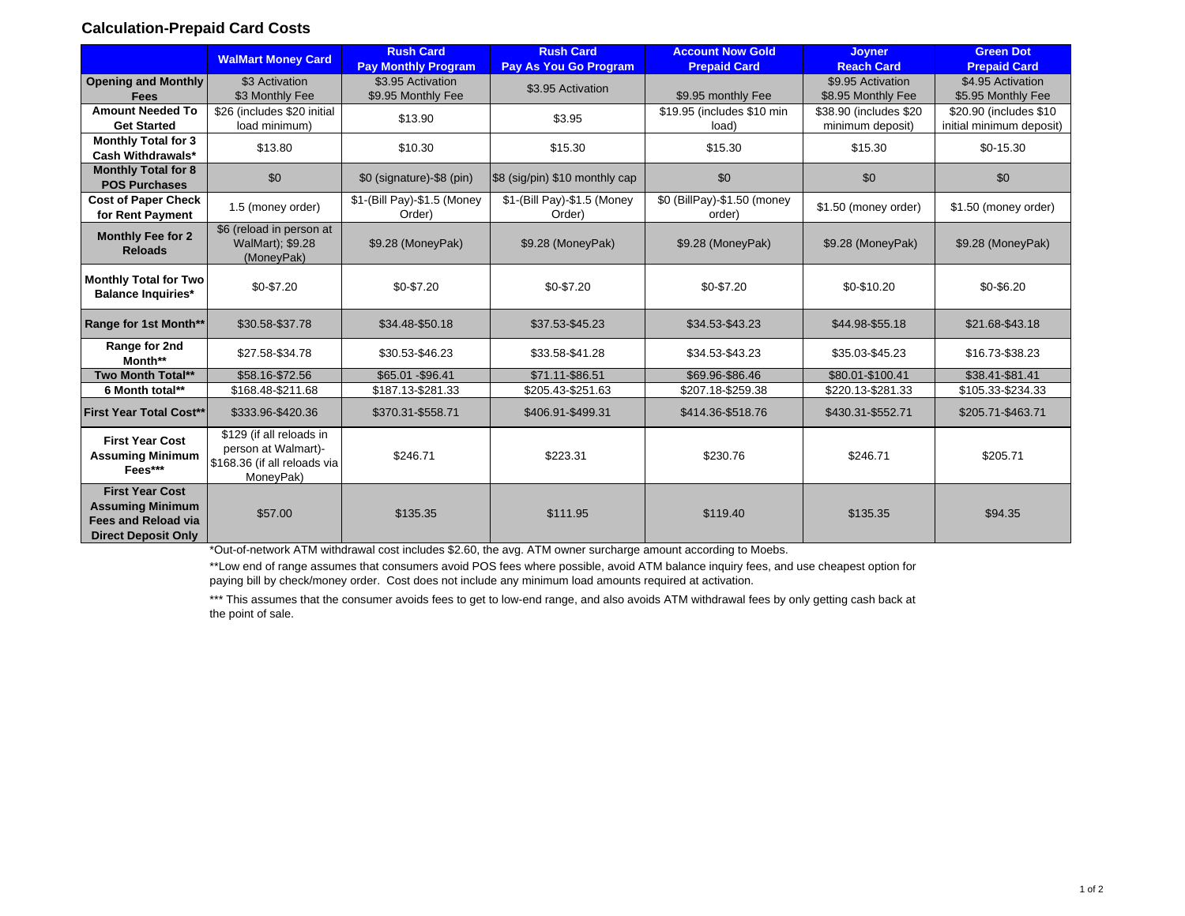## Calculation-Prepaid Card Costs

| | WalMart Money Card | Rush Card Pay Monthly Program | Rush Card Pay As You Go Program | Account Now Gold Prepaid Card | Joyner Reach Card | Green Dot Prepaid Card |
|---|---|---|---|---|---|---|
| **Opening and Monthly Fees** | $3 Activation $3 Monthly Fee | $3.95 Activation $9.95 Monthly Fee | $3.95 Activation | $9.95 monthly Fee | $9.95 Activation $8.95 Monthly Fee | $4.95 Activation $5.95 Monthly Fee |
| **Amount Needed To Get Started** | $26 (includes $20 initial load minimum) | $13.90 | $3.95 | $19.95 (includes $10 min load) | $38.90 (includes $20 minimum deposit) | $20.90 (includes $10 initial minimum deposit) |
| **Monthly Total for 3 Cash Withdrawals*** | $13.80 | $10.30 | $15.30 | $15.30 | $15.30 | $0-15.30 |
| **Monthly Total for 8 POS Purchases** | $0 | $0 (signature)-$8 (pin) | $8 (sig/pin) $10 monthly cap | $0 | $0 | $0 |
| **Cost of Paper Check for Rent Payment** | 1.5 (money order) | $1-(Bill Pay)-$1.5 (Money Order) | $1-(Bill Pay)-$1.5 (Money Order) | $0 (BillPay)-$1.50 (money order) | $1.50 (money order) | $1.50 (money order) |
| **Monthly Fee for 2 Reloads** | $6 (reload in person at WalMart); $9.28 (MoneyPak) | $9.28 (MoneyPak) | $9.28 (MoneyPak) | $9.28 (MoneyPak) | $9.28 (MoneyPak) | $9.28 (MoneyPak) |
| **Monthly Total for Two Balance Inquiries*** | $0-$7.20 | $0-$7.20 | $0-$7.20 | $0-$7.20 | $0-$10.20 | $0-$6.20 |
| **Range for 1st Month**** | $30.58-$37.78 | $34.48-$50.18 | $37.53-$45.23 | $34.53-$43.23 | $44.98-$55.18 | $21.68-$43.18 |
| **Range for 2nd Month**** | $27.58-$34.78 | $30.53-$46.23 | $33.58-$41.28 | $34.53-$43.23 | $35.03-$45.23 | $16.73-$38.23 |
| **Two Month Total**** | $58.16-$72.56 | $65.01 -$96.41 | $71.11-$86.51 | $69.96-$86.46 | $80.01-$100.41 | $38.41-$81.41 |
| **6 Month total**** | $168.48-$211.68 | $187.13-$281.33 | $205.43-$251.63 | $207.18-$259.38 | $220.13-$281.33 | $105.33-$234.33 |
| **First Year Total Cost**** | $333.96-$420.36 | $370.31-$558.71 | $406.91-$499.31 | $414.36-$518.76 | $430.31-$552.71 | $205.71-$463.71 |
| **First Year Cost Assuming Minimum Fees***** | $129 (if all reloads in person at Walmart)-$168.36 (if all reloads via MoneyPak) | $246.71 | $223.31 | $230.76 | $246.71 | $205.71 |
| **First Year Cost Assuming Minimum Fees and Reload via Direct Deposit Only** | $57.00 | $135.35 | $111.95 | $119.40 | $135.35 | $94.35 |

*Out-of-network ATM withdrawal cost includes $2.60, the avg. ATM owner surcharge amount according to Moebs.

**Low end of range assumes that consumers avoid POS fees where possible, avoid ATM balance inquiry fees, and use cheapest option for paying bill by check/money order. Cost does not include any minimum load amounts required at activation.

*** This assumes that the consumer avoids fees to get to low-end range, and also avoids ATM withdrawal fees by only getting cash back at the point of sale.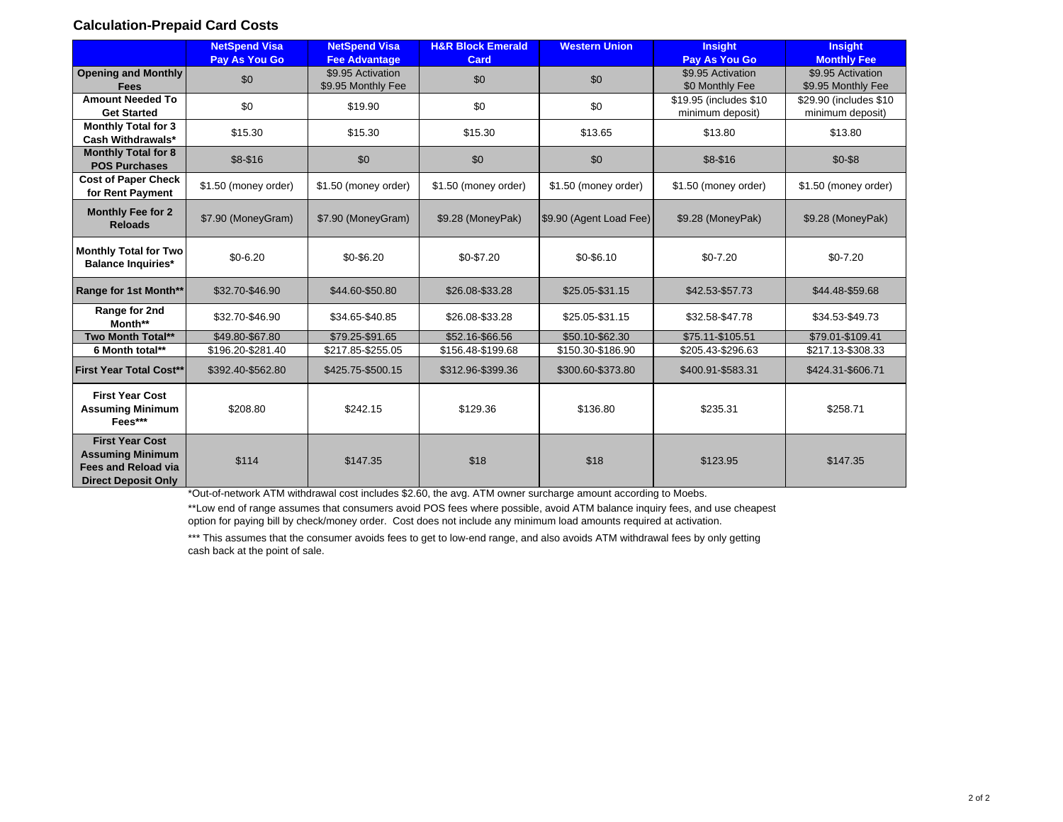### Calculation-Prepaid Card Costs

| | NetSpend Visa Pay As You Go | NetSpend Visa Fee Advantage | H&R Block Emerald Card | Western Union | Insight Pay As You Go | Insight Monthly Fee |
|---|---|---|---|---|---|---|
| **Opening and Monthly Fees** | $0 | $9.95 Activation $9.95 Monthly Fee | $0 | $0 | $9.95 Activation $0 Monthly Fee | $9.95 Activation $9.95 Monthly Fee |
| **Amount Needed To Get Started** | $0 | $19.90 | $0 | $0 | $19.95 (includes $10 minimum deposit) | $29.90 (includes $10 minimum deposit) |
| **Monthly Total for 3 Cash Withdrawals*** | $15.30 | $15.30 | $15.30 | $13.65 | $13.80 | $13.80 |
| **Monthly Total for 8 POS Purchases** | $8-$16 | $0 | $0 | $0 | $8-$16 | $0-$8 |
| **Cost of Paper Check for Rent Payment** | $1.50 (money order) | $1.50 (money order) | $1.50 (money order) | $1.50 (money order) | $1.50 (money order) | $1.50 (money order) |
| **Monthly Fee for 2 Reloads** | $7.90 (MoneyGram) | $7.90 (MoneyGram) | $9.28 (MoneyPak) | $9.90 (Agent Load Fee) | $9.28 (MoneyPak) | $9.28 (MoneyPak) |
| **Monthly Total for Two Balance Inquiries*** | $0-6.20 | $0-$6.20 | $0-$7.20 | $0-$6.10 | $0-7.20 | $0-7.20 |
| **Range for 1st Month**** | $32.70-$46.90 | $44.60-$50.80 | $26.08-$33.28 | $25.05-$31.15 | $42.53-$57.73 | $44.48-$59.68 |
| **Range for 2nd Month**** | $32.70-$46.90 | $34.65-$40.85 | $26.08-$33.28 | $25.05-$31.15 | $32.58-$47.78 | $34.53-$49.73 |
| **Two Month Total**** | $49.80-$67.80 | $79.25-$91.65 | $52.16-$66.56 | $50.10-$62.30 | $75.11-$105.51 | $79.01-$109.41 |
| **6 Month total**** | $196.20-$281.40 | $217.85-$255.05 | $156.48-$199.68 | $150.30-$186.90 | $205.43-$296.63 | $217.13-$308.33 |
| **First Year Total Cost**** | $392.40-$562.80 | $425.75-$500.15 | $312.96-$399.36 | $300.60-$373.80 | $400.91-$583.31 | $424.31-$606.71 |
| **First Year Cost Assuming Minimum Fees***** | $208.80 | $242.15 | $129.36 | $136.80 | $235.31 | $258.71 |
| **First Year Cost Assuming Minimum Fees and Reload via Direct Deposit Only** | $114 | $147.35 | $18 | $18 | $123.95 | $147.35 |

*Out-of-network ATM withdrawal cost includes $2.60, the avg. ATM owner surcharge amount according to Moebs.

**Low end of range assumes that consumers avoid POS fees where possible, avoid ATM balance inquiry fees, and use cheapest option for paying bill by check/money order. Cost does not include any minimum load amounts required at activation.

*** This assumes that the consumer avoids fees to get to low-end range, and also avoids ATM withdrawal fees by only getting cash back at the point of sale.